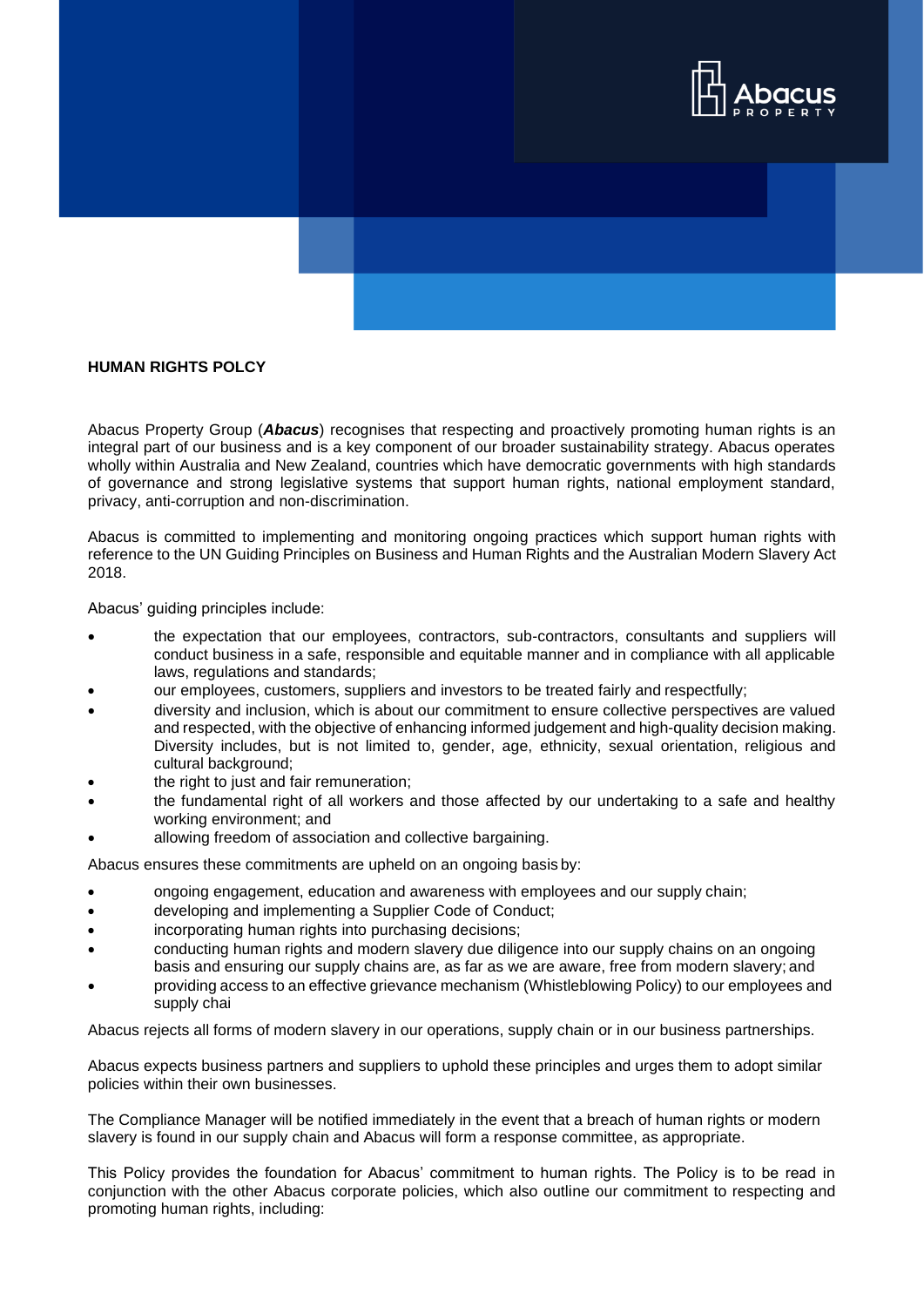# HUMAN RIGHTS POLCY

Abacus Property Group (***Abacus***) recognises that respecting and proactively promoting human rights is an integral part of our business and is a key component of our broader sustainability strategy. Abacus operates wholly within Australia and New Zealand, countries which have democratic governments with high standards of governance and strong legislative systems that support human rights, national employment standard, privacy, anti-corruption and non-discrimination.

Abacus is committed to implementing and monitoring ongoing practices which support human rights with reference to the UN Guiding Principles on Business and Human Rights and the Australian Modern Slavery Act 2018.

Abacus' guiding principles include:

- the expectation that our employees, contractors, sub-contractors, consultants and suppliers will conduct business in a safe, responsible and equitable manner and in compliance with all applicable laws, regulations and standards;
- our employees, customers, suppliers and investors to be treated fairly and respectfully;
- diversity and inclusion, which is about our commitment to ensure collective perspectives are valued and respected, with the objective of enhancing informed judgement and high-quality decision making. Diversity includes, but is not limited to, gender, age, ethnicity, sexual orientation, religious and cultural background;
- the right to just and fair remuneration;
- the fundamental right of all workers and those affected by our undertaking to a safe and healthy working environment; and
- allowing freedom of association and collective bargaining.

Abacus ensures these commitments are upheld on an ongoing basis by:

- ongoing engagement, education and awareness with employees and our supply chain;
- developing and implementing a Supplier Code of Conduct;
- incorporating human rights into purchasing decisions;
- conducting human rights and modern slavery due diligence into our supply chains on an ongoing basis and ensuring our supply chains are, as far as we are aware, free from modern slavery; and
- providing access to an effective grievance mechanism (Whistleblowing Policy) to our employees and supply chai

Abacus rejects all forms of modern slavery in our operations, supply chain or in our business partnerships.

Abacus expects business partners and suppliers to uphold these principles and urges them to adopt similar policies within their own businesses.

The Compliance Manager will be notified immediately in the event that a breach of human rights or modern slavery is found in our supply chain and Abacus will form a response committee, as appropriate.

This Policy provides the foundation for Abacus' commitment to human rights. The Policy is to be read in conjunction with the other Abacus corporate policies, which also outline our commitment to respecting and promoting human rights, including: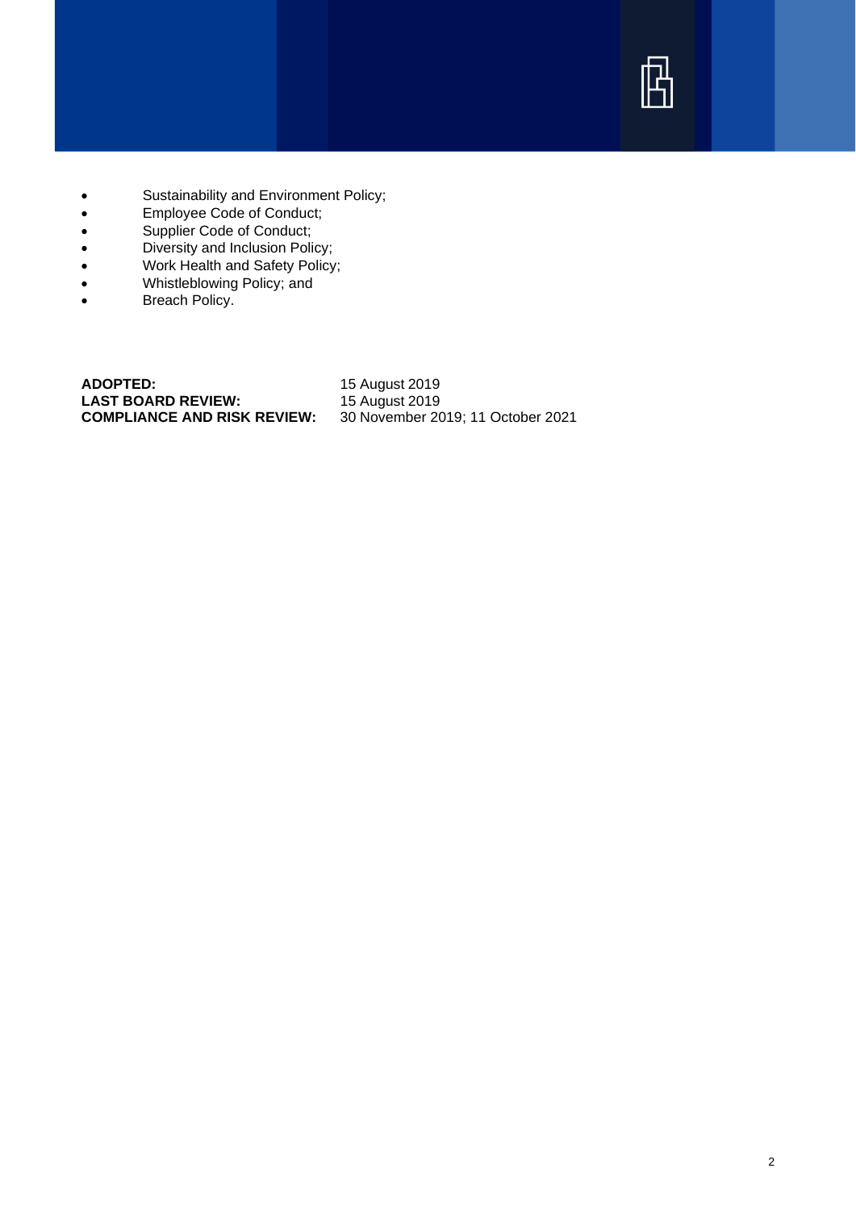- Sustainability and Environment Policy;
- Employee Code of Conduct;
- Supplier Code of Conduct;
- Diversity and Inclusion Policy;
- Work Health and Safety Policy;
- Whistleblowing Policy; and
- Breach Policy.

| | |
| --- | --- |
| **ADOPTED:** | 15 August 2019 |
| **LAST BOARD REVIEW:** | 15 August 2019 |
| **COMPLIANCE AND RISK REVIEW:** | 30 November 2019; 11 October 2021 |